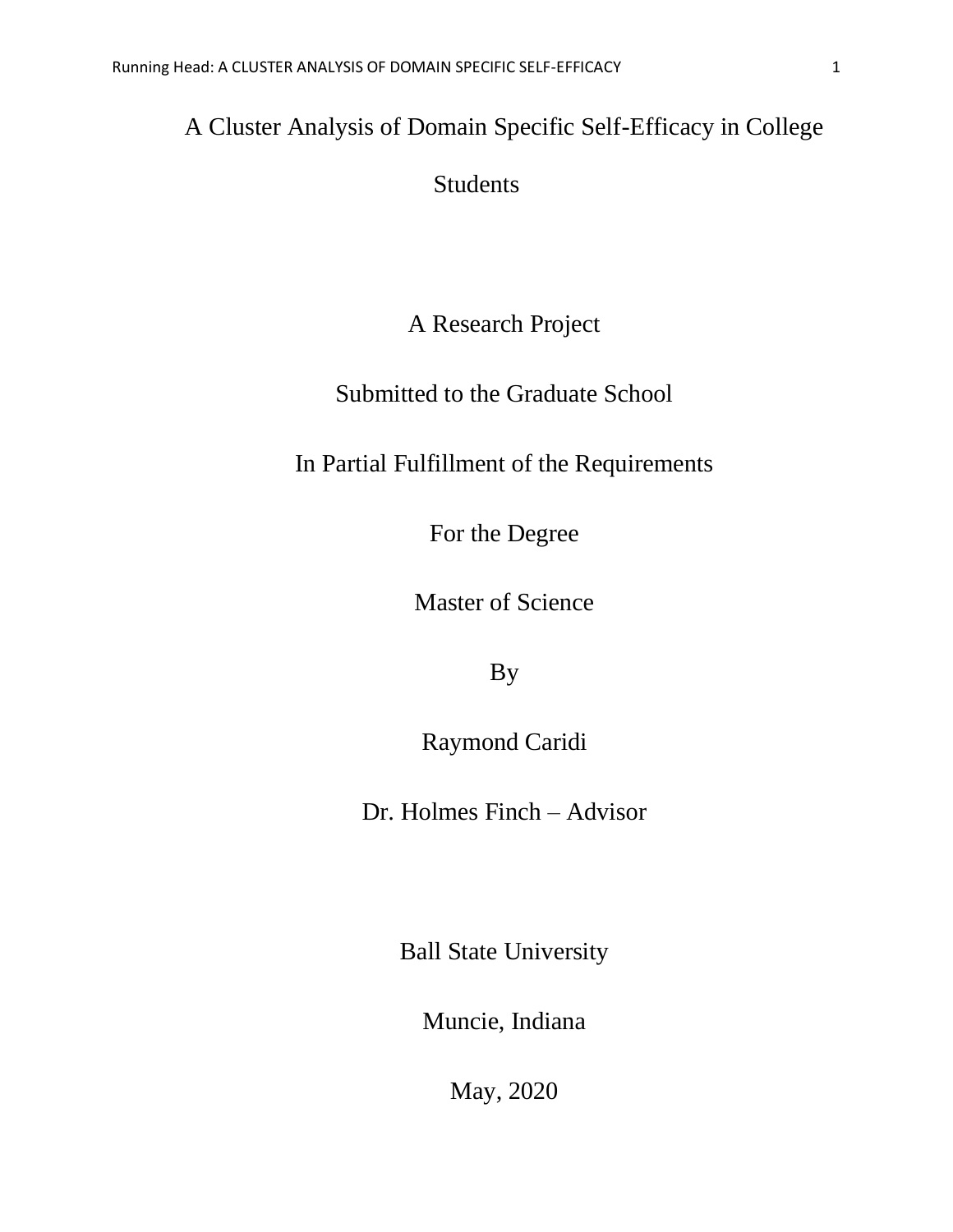# A Cluster Analysis of Domain Specific Self-Efficacy in College Students

A Research Project

Submitted to the Graduate School

In Partial Fulfillment of the Requirements

For the Degree

Master of Science

By

Raymond Caridi

Dr. Holmes Finch – Advisor

Ball State University

Muncie, Indiana

May, 2020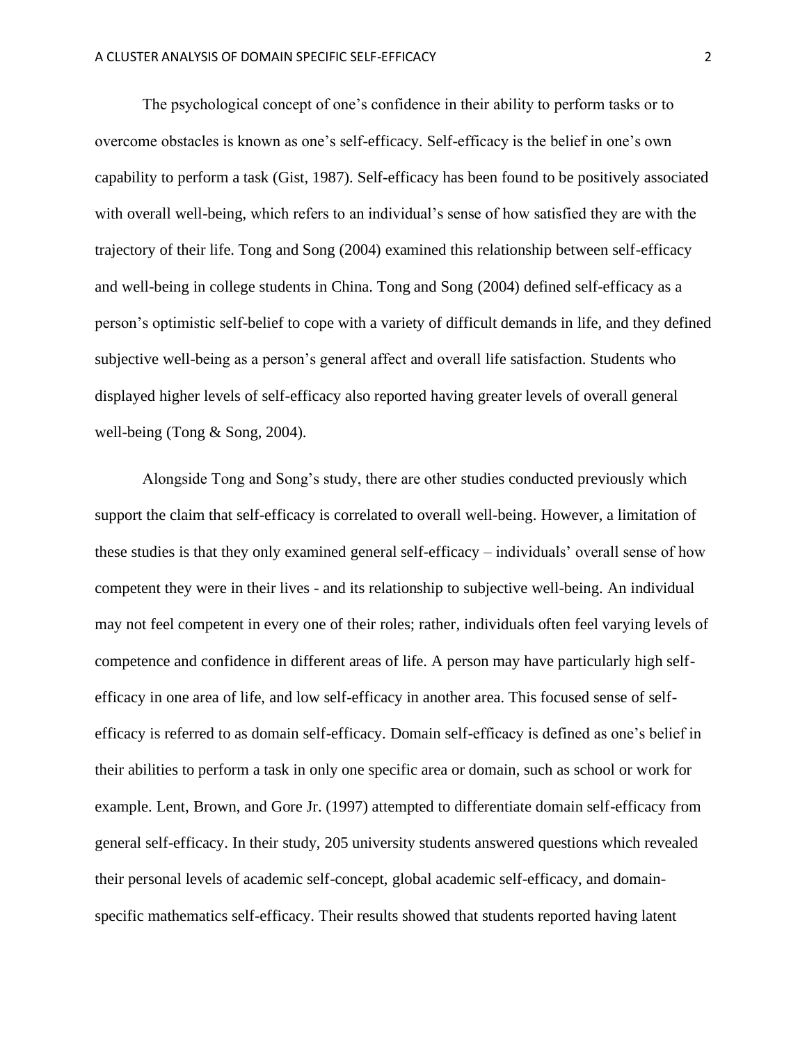The psychological concept of one's confidence in their ability to perform tasks or to overcome obstacles is known as one's self-efficacy. Self-efficacy is the belief in one's own capability to perform a task (Gist, 1987). Self-efficacy has been found to be positively associated with overall well-being, which refers to an individual's sense of how satisfied they are with the trajectory of their life. Tong and Song (2004) examined this relationship between self-efficacy and well-being in college students in China. Tong and Song (2004) defined self-efficacy as a person's optimistic self-belief to cope with a variety of difficult demands in life, and they defined subjective well-being as a person's general affect and overall life satisfaction. Students who displayed higher levels of self-efficacy also reported having greater levels of overall general well-being (Tong & Song, 2004).

Alongside Tong and Song's study, there are other studies conducted previously which support the claim that self-efficacy is correlated to overall well-being. However, a limitation of these studies is that they only examined general self-efficacy – individuals' overall sense of how competent they were in their lives - and its relationship to subjective well-being. An individual may not feel competent in every one of their roles; rather, individuals often feel varying levels of competence and confidence in different areas of life. A person may have particularly high self-efficacy in one area of life, and low self-efficacy in another area. This focused sense of self-efficacy is referred to as domain self-efficacy. Domain self-efficacy is defined as one's belief in their abilities to perform a task in only one specific area or domain, such as school or work for example. Lent, Brown, and Gore Jr. (1997) attempted to differentiate domain self-efficacy from general self-efficacy. In their study, 205 university students answered questions which revealed their personal levels of academic self-concept, global academic self-efficacy, and domain-specific mathematics self-efficacy. Their results showed that students reported having latent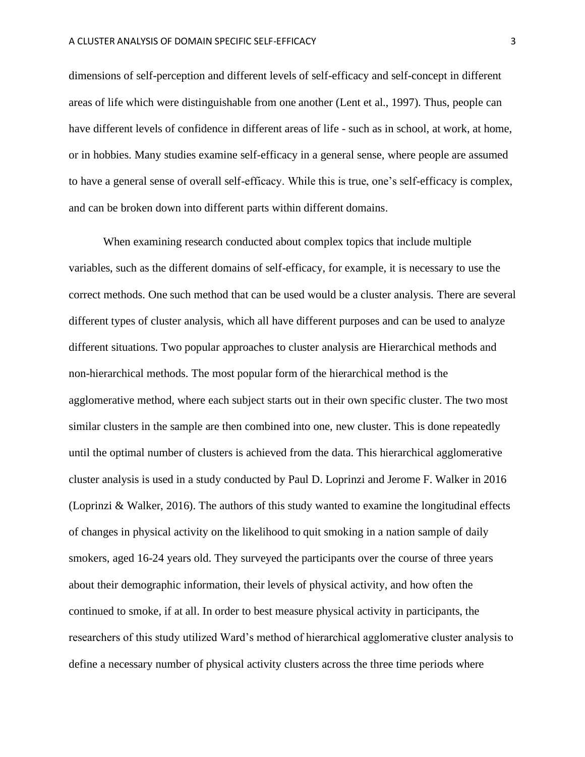dimensions of self-perception and different levels of self-efficacy and self-concept in different areas of life which were distinguishable from one another (Lent et al., 1997). Thus, people can have different levels of confidence in different areas of life - such as in school, at work, at home, or in hobbies. Many studies examine self-efficacy in a general sense, where people are assumed to have a general sense of overall self-efficacy. While this is true, one's self-efficacy is complex, and can be broken down into different parts within different domains.

When examining research conducted about complex topics that include multiple variables, such as the different domains of self-efficacy, for example, it is necessary to use the correct methods. One such method that can be used would be a cluster analysis. There are several different types of cluster analysis, which all have different purposes and can be used to analyze different situations. Two popular approaches to cluster analysis are Hierarchical methods and non-hierarchical methods. The most popular form of the hierarchical method is the agglomerative method, where each subject starts out in their own specific cluster. The two most similar clusters in the sample are then combined into one, new cluster. This is done repeatedly until the optimal number of clusters is achieved from the data. This hierarchical agglomerative cluster analysis is used in a study conducted by Paul D. Loprinzi and Jerome F. Walker in 2016 (Loprinzi & Walker, 2016). The authors of this study wanted to examine the longitudinal effects of changes in physical activity on the likelihood to quit smoking in a nation sample of daily smokers, aged 16-24 years old. They surveyed the participants over the course of three years about their demographic information, their levels of physical activity, and how often the continued to smoke, if at all. In order to best measure physical activity in participants, the researchers of this study utilized Ward's method of hierarchical agglomerative cluster analysis to define a necessary number of physical activity clusters across the three time periods where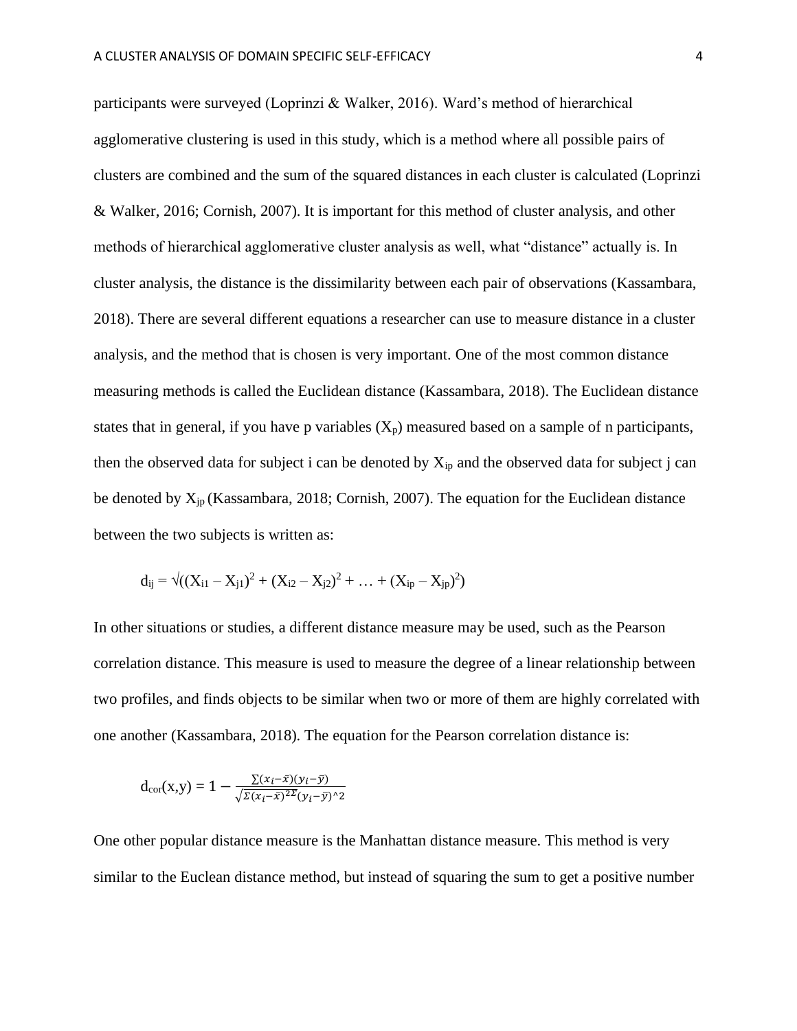participants were surveyed (Loprinzi & Walker, 2016). Ward's method of hierarchical agglomerative clustering is used in this study, which is a method where all possible pairs of clusters are combined and the sum of the squared distances in each cluster is calculated (Loprinzi & Walker, 2016; Cornish, 2007). It is important for this method of cluster analysis, and other methods of hierarchical agglomerative cluster analysis as well, what "distance" actually is. In cluster analysis, the distance is the dissimilarity between each pair of observations (Kassambara, 2018). There are several different equations a researcher can use to measure distance in a cluster analysis, and the method that is chosen is very important. One of the most common distance measuring methods is called the Euclidean distance (Kassambara, 2018). The Euclidean distance states that in general, if you have p variables ($X_p$) measured based on a sample of n participants, then the observed data for subject i can be denoted by $X_{ip}$ and the observed data for subject j can be denoted by $X_{jp}$ (Kassambara, 2018; Cornish, 2007). The equation for the Euclidean distance between the two subjects is written as:

$$d_{ij} = \sqrt{((X_{i1} - X_{j1})^2 + (X_{i2} - X_{j2})^2 + \ldots + (X_{ip} - X_{jp})^2)}$$

In other situations or studies, a different distance measure may be used, such as the Pearson correlation distance. This measure is used to measure the degree of a linear relationship between two profiles, and finds objects to be similar when two or more of them are highly correlated with one another (Kassambara, 2018). The equation for the Pearson correlation distance is:

$$d_{cor}(x,y) = 1 - \frac{\sum(x_i - \bar{x})(y_i - \bar{y})}{\sqrt{\Sigma(x_i - \bar{x})^{2\Sigma}(y_i - \bar{y})\text{^}2}}$$

One other popular distance measure is the Manhattan distance measure. This method is very similar to the Euclean distance method, but instead of squaring the sum to get a positive number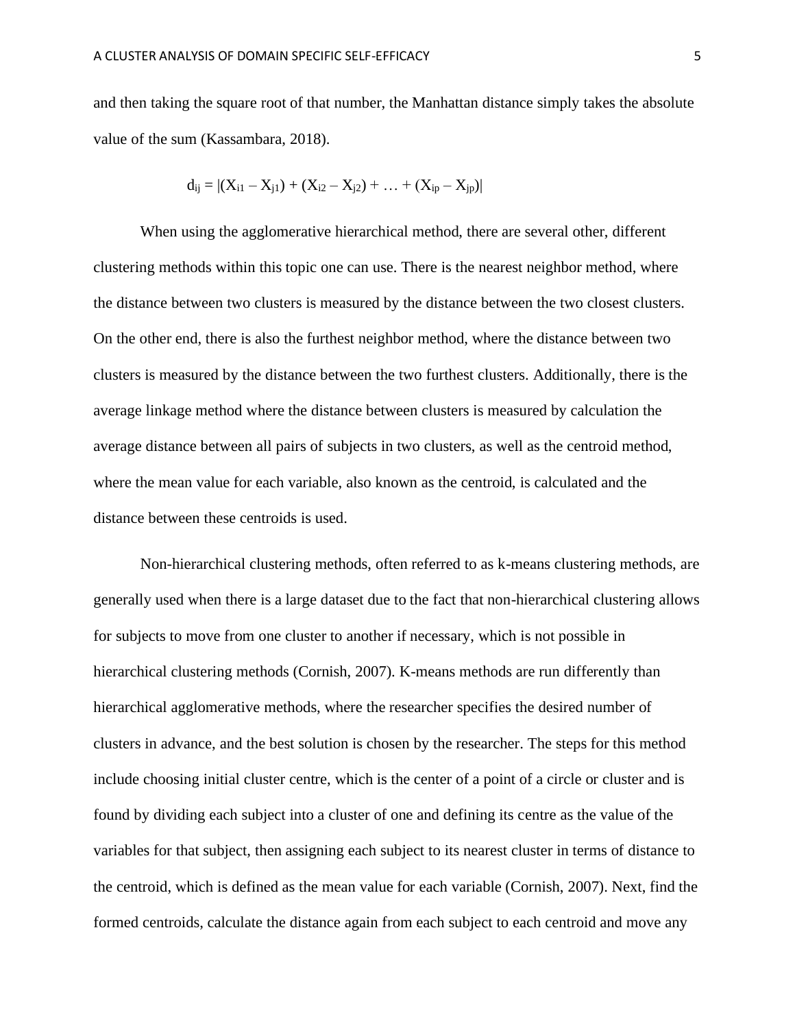and then taking the square root of that number, the Manhattan distance simply takes the absolute value of the sum (Kassambara, 2018).

$$d_{ij} = |(X_{i1} – X_{j1}) + (X_{i2} – X_{j2}) + \ldots + (X_{ip} – X_{jp})|$$

When using the agglomerative hierarchical method, there are several other, different clustering methods within this topic one can use. There is the nearest neighbor method, where the distance between two clusters is measured by the distance between the two closest clusters. On the other end, there is also the furthest neighbor method, where the distance between two clusters is measured by the distance between the two furthest clusters. Additionally, there is the average linkage method where the distance between clusters is measured by calculation the average distance between all pairs of subjects in two clusters, as well as the centroid method, where the mean value for each variable, also known as the centroid, is calculated and the distance between these centroids is used.

Non-hierarchical clustering methods, often referred to as k-means clustering methods, are generally used when there is a large dataset due to the fact that non-hierarchical clustering allows for subjects to move from one cluster to another if necessary, which is not possible in hierarchical clustering methods (Cornish, 2007). K-means methods are run differently than hierarchical agglomerative methods, where the researcher specifies the desired number of clusters in advance, and the best solution is chosen by the researcher. The steps for this method include choosing initial cluster centre, which is the center of a point of a circle or cluster and is found by dividing each subject into a cluster of one and defining its centre as the value of the variables for that subject, then assigning each subject to its nearest cluster in terms of distance to the centroid, which is defined as the mean value for each variable (Cornish, 2007). Next, find the formed centroids, calculate the distance again from each subject to each centroid and move any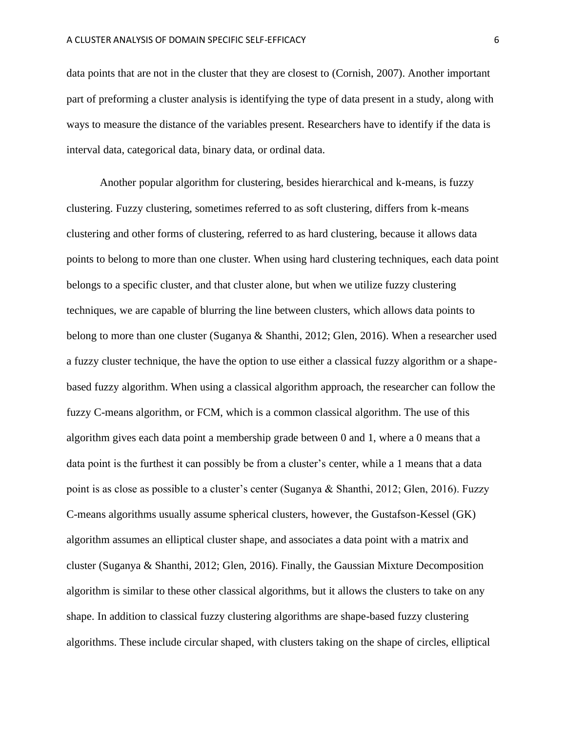data points that are not in the cluster that they are closest to (Cornish, 2007). Another important part of preforming a cluster analysis is identifying the type of data present in a study, along with ways to measure the distance of the variables present. Researchers have to identify if the data is interval data, categorical data, binary data, or ordinal data.

Another popular algorithm for clustering, besides hierarchical and k-means, is fuzzy clustering. Fuzzy clustering, sometimes referred to as soft clustering, differs from k-means clustering and other forms of clustering, referred to as hard clustering, because it allows data points to belong to more than one cluster. When using hard clustering techniques, each data point belongs to a specific cluster, and that cluster alone, but when we utilize fuzzy clustering techniques, we are capable of blurring the line between clusters, which allows data points to belong to more than one cluster (Suganya & Shanthi, 2012; Glen, 2016). When a researcher used a fuzzy cluster technique, the have the option to use either a classical fuzzy algorithm or a shape-based fuzzy algorithm. When using a classical algorithm approach, the researcher can follow the fuzzy C-means algorithm, or FCM, which is a common classical algorithm. The use of this algorithm gives each data point a membership grade between 0 and 1, where a 0 means that a data point is the furthest it can possibly be from a cluster's center, while a 1 means that a data point is as close as possible to a cluster's center (Suganya & Shanthi, 2012; Glen, 2016). Fuzzy C-means algorithms usually assume spherical clusters, however, the Gustafson-Kessel (GK) algorithm assumes an elliptical cluster shape, and associates a data point with a matrix and cluster (Suganya & Shanthi, 2012; Glen, 2016). Finally, the Gaussian Mixture Decomposition algorithm is similar to these other classical algorithms, but it allows the clusters to take on any shape. In addition to classical fuzzy clustering algorithms are shape-based fuzzy clustering algorithms. These include circular shaped, with clusters taking on the shape of circles, elliptical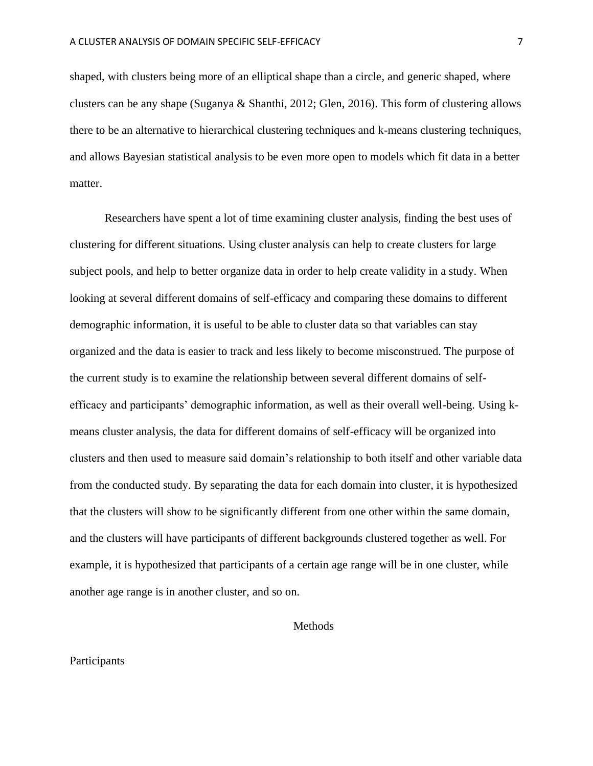shaped, with clusters being more of an elliptical shape than a circle, and generic shaped, where clusters can be any shape (Suganya & Shanthi, 2012; Glen, 2016). This form of clustering allows there to be an alternative to hierarchical clustering techniques and k-means clustering techniques, and allows Bayesian statistical analysis to be even more open to models which fit data in a better matter.

Researchers have spent a lot of time examining cluster analysis, finding the best uses of clustering for different situations. Using cluster analysis can help to create clusters for large subject pools, and help to better organize data in order to help create validity in a study. When looking at several different domains of self-efficacy and comparing these domains to different demographic information, it is useful to be able to cluster data so that variables can stay organized and the data is easier to track and less likely to become misconstrued. The purpose of the current study is to examine the relationship between several different domains of self-efficacy and participants' demographic information, as well as their overall well-being. Using k-means cluster analysis, the data for different domains of self-efficacy will be organized into clusters and then used to measure said domain's relationship to both itself and other variable data from the conducted study. By separating the data for each domain into cluster, it is hypothesized that the clusters will show to be significantly different from one other within the same domain, and the clusters will have participants of different backgrounds clustered together as well. For example, it is hypothesized that participants of a certain age range will be in one cluster, while another age range is in another cluster, and so on.

# Methods

## Participants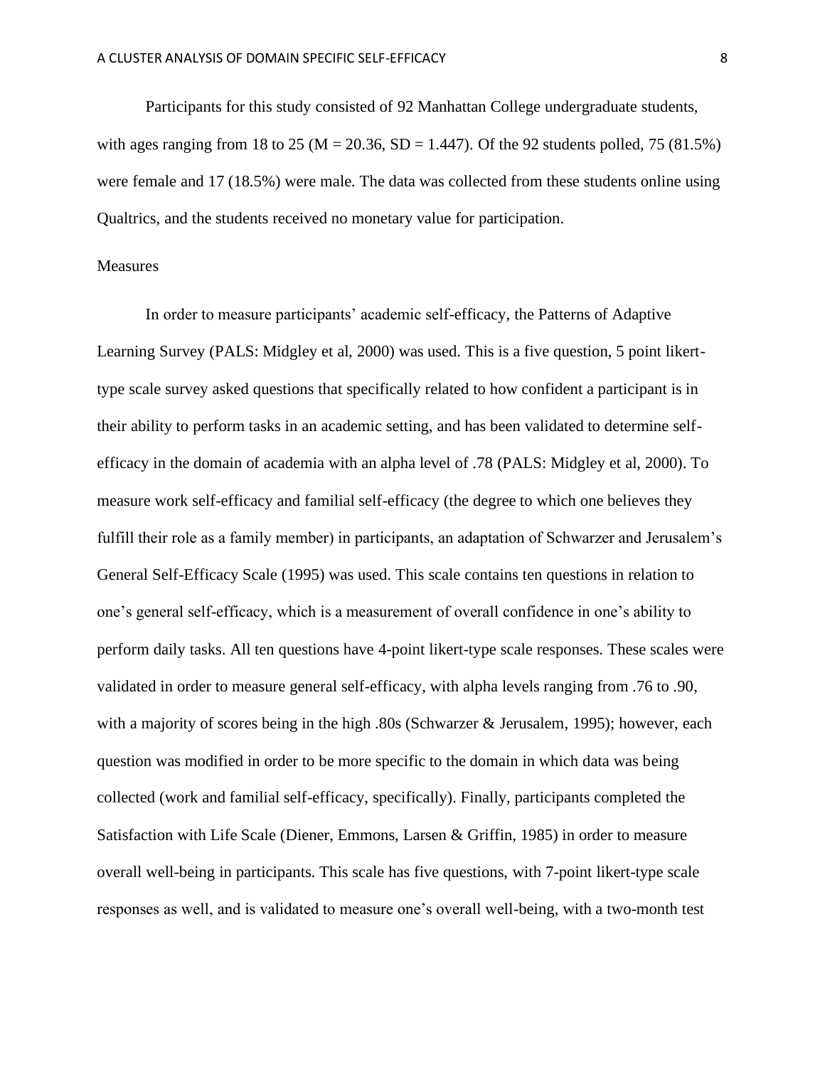Participants for this study consisted of 92 Manhattan College undergraduate students, with ages ranging from 18 to 25 ($M = 20.36$, $SD = 1.447$). Of the 92 students polled, 75 (81.5%) were female and 17 (18.5%) were male. The data was collected from these students online using Qualtrics, and the students received no monetary value for participation.

## Measures

In order to measure participants' academic self-efficacy, the Patterns of Adaptive Learning Survey (PALS: Midgley et al, 2000) was used. This is a five question, 5 point likert-type scale survey asked questions that specifically related to how confident a participant is in their ability to perform tasks in an academic setting, and has been validated to determine self-efficacy in the domain of academia with an alpha level of .78 (PALS: Midgley et al, 2000). To measure work self-efficacy and familial self-efficacy (the degree to which one believes they fulfill their role as a family member) in participants, an adaptation of Schwarzer and Jerusalem's General Self-Efficacy Scale (1995) was used. This scale contains ten questions in relation to one's general self-efficacy, which is a measurement of overall confidence in one's ability to perform daily tasks. All ten questions have 4-point likert-type scale responses. These scales were validated in order to measure general self-efficacy, with alpha levels ranging from .76 to .90, with a majority of scores being in the high .80s (Schwarzer & Jerusalem, 1995); however, each question was modified in order to be more specific to the domain in which data was being collected (work and familial self-efficacy, specifically). Finally, participants completed the Satisfaction with Life Scale (Diener, Emmons, Larsen & Griffin, 1985) in order to measure overall well-being in participants. This scale has five questions, with 7-point likert-type scale responses as well, and is validated to measure one's overall well-being, with a two-month test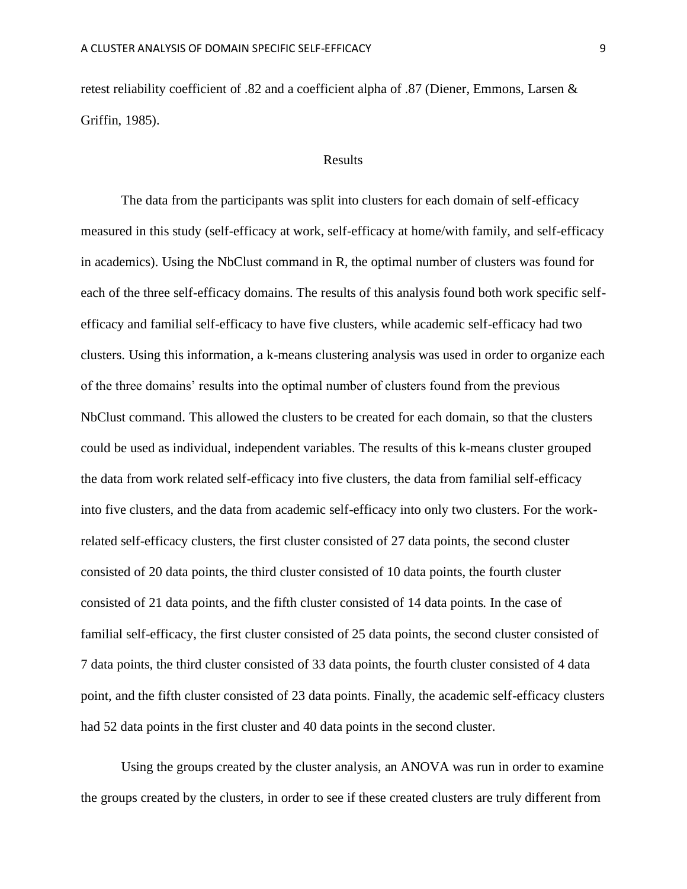retest reliability coefficient of .82 and a coefficient alpha of .87 (Diener, Emmons, Larsen & Griffin, 1985).

## Results

The data from the participants was split into clusters for each domain of self-efficacy measured in this study (self-efficacy at work, self-efficacy at home/with family, and self-efficacy in academics). Using the NbClust command in R, the optimal number of clusters was found for each of the three self-efficacy domains. The results of this analysis found both work specific self-efficacy and familial self-efficacy to have five clusters, while academic self-efficacy had two clusters. Using this information, a k-means clustering analysis was used in order to organize each of the three domains' results into the optimal number of clusters found from the previous NbClust command. This allowed the clusters to be created for each domain, so that the clusters could be used as individual, independent variables. The results of this k-means cluster grouped the data from work related self-efficacy into five clusters, the data from familial self-efficacy into five clusters, and the data from academic self-efficacy into only two clusters. For the work-related self-efficacy clusters, the first cluster consisted of 27 data points, the second cluster consisted of 20 data points, the third cluster consisted of 10 data points, the fourth cluster consisted of 21 data points, and the fifth cluster consisted of 14 data points. In the case of familial self-efficacy, the first cluster consisted of 25 data points, the second cluster consisted of 7 data points, the third cluster consisted of 33 data points, the fourth cluster consisted of 4 data point, and the fifth cluster consisted of 23 data points. Finally, the academic self-efficacy clusters had 52 data points in the first cluster and 40 data points in the second cluster.

Using the groups created by the cluster analysis, an ANOVA was run in order to examine the groups created by the clusters, in order to see if these created clusters are truly different from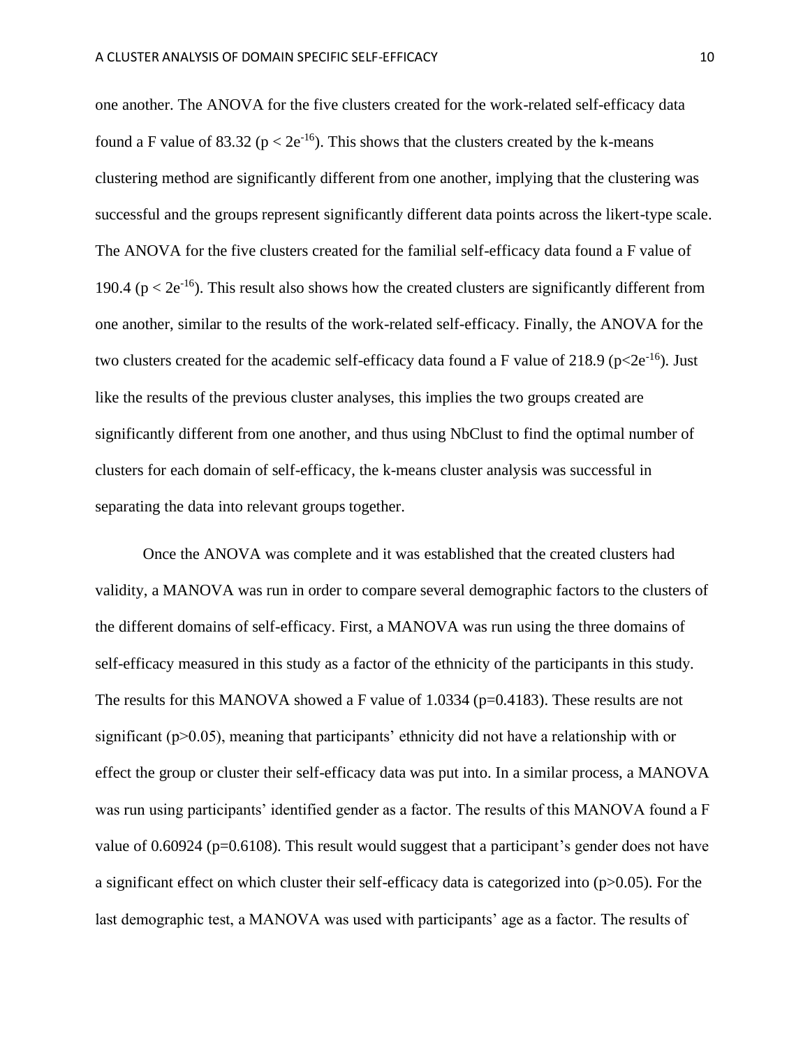one another. The ANOVA for the five clusters created for the work-related self-efficacy data found a F value of 83.32 ($p < 2e^{-16}$). This shows that the clusters created by the k-means clustering method are significantly different from one another, implying that the clustering was successful and the groups represent significantly different data points across the likert-type scale. The ANOVA for the five clusters created for the familial self-efficacy data found a F value of 190.4 ($p < 2e^{-16}$). This result also shows how the created clusters are significantly different from one another, similar to the results of the work-related self-efficacy. Finally, the ANOVA for the two clusters created for the academic self-efficacy data found a F value of 218.9 ($p<2e^{-16}$). Just like the results of the previous cluster analyses, this implies the two groups created are significantly different from one another, and thus using NbClust to find the optimal number of clusters for each domain of self-efficacy, the k-means cluster analysis was successful in separating the data into relevant groups together.

Once the ANOVA was complete and it was established that the created clusters had validity, a MANOVA was run in order to compare several demographic factors to the clusters of the different domains of self-efficacy. First, a MANOVA was run using the three domains of self-efficacy measured in this study as a factor of the ethnicity of the participants in this study. The results for this MANOVA showed a F value of 1.0334 ($p=0.4183$). These results are not significant ($p>0.05$), meaning that participants' ethnicity did not have a relationship with or effect the group or cluster their self-efficacy data was put into. In a similar process, a MANOVA was run using participants' identified gender as a factor. The results of this MANOVA found a F value of 0.60924 ($p=0.6108$). This result would suggest that a participant's gender does not have a significant effect on which cluster their self-efficacy data is categorized into ($p>0.05$). For the last demographic test, a MANOVA was used with participants' age as a factor. The results of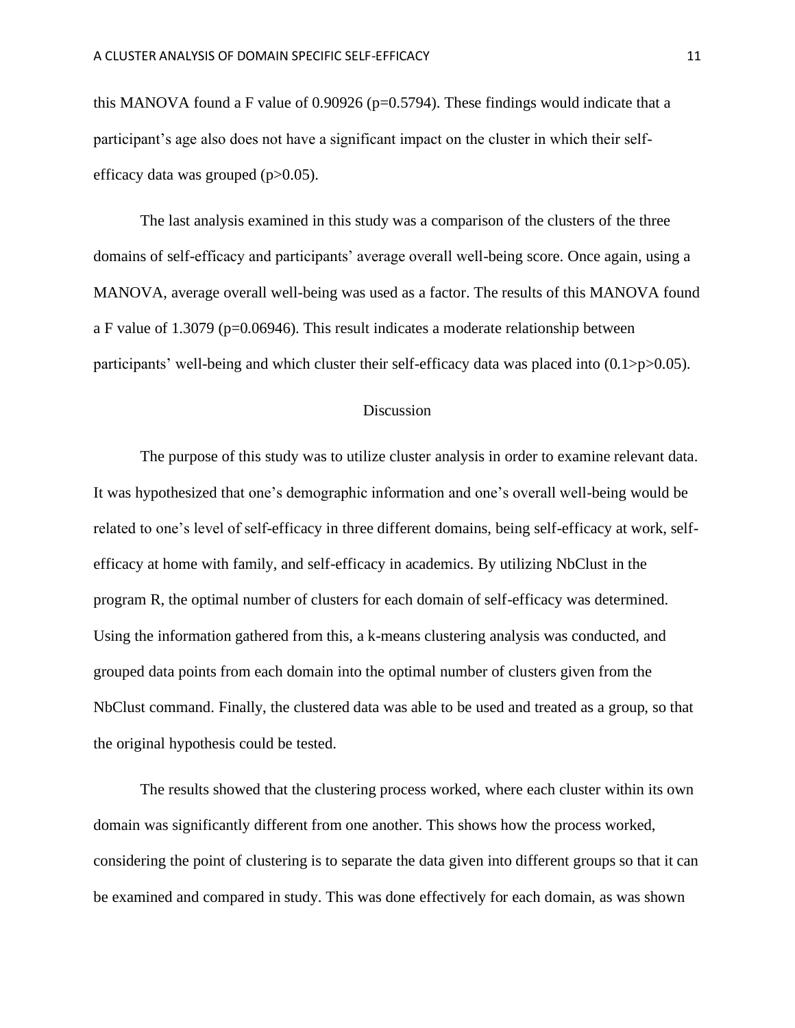this MANOVA found a F value of 0.90926 ($p=0.5794$). These findings would indicate that a participant's age also does not have a significant impact on the cluster in which their self-efficacy data was grouped ($p>0.05$).

The last analysis examined in this study was a comparison of the clusters of the three domains of self-efficacy and participants' average overall well-being score. Once again, using a MANOVA, average overall well-being was used as a factor. The results of this MANOVA found a F value of 1.3079 ($p=0.06946$). This result indicates a moderate relationship between participants' well-being and which cluster their self-efficacy data was placed into ($0.1>p>0.05$).

## Discussion

The purpose of this study was to utilize cluster analysis in order to examine relevant data. It was hypothesized that one's demographic information and one's overall well-being would be related to one's level of self-efficacy in three different domains, being self-efficacy at work, self-efficacy at home with family, and self-efficacy in academics. By utilizing NbClust in the program R, the optimal number of clusters for each domain of self-efficacy was determined. Using the information gathered from this, a k-means clustering analysis was conducted, and grouped data points from each domain into the optimal number of clusters given from the NbClust command. Finally, the clustered data was able to be used and treated as a group, so that the original hypothesis could be tested.

The results showed that the clustering process worked, where each cluster within its own domain was significantly different from one another. This shows how the process worked, considering the point of clustering is to separate the data given into different groups so that it can be examined and compared in study. This was done effectively for each domain, as was shown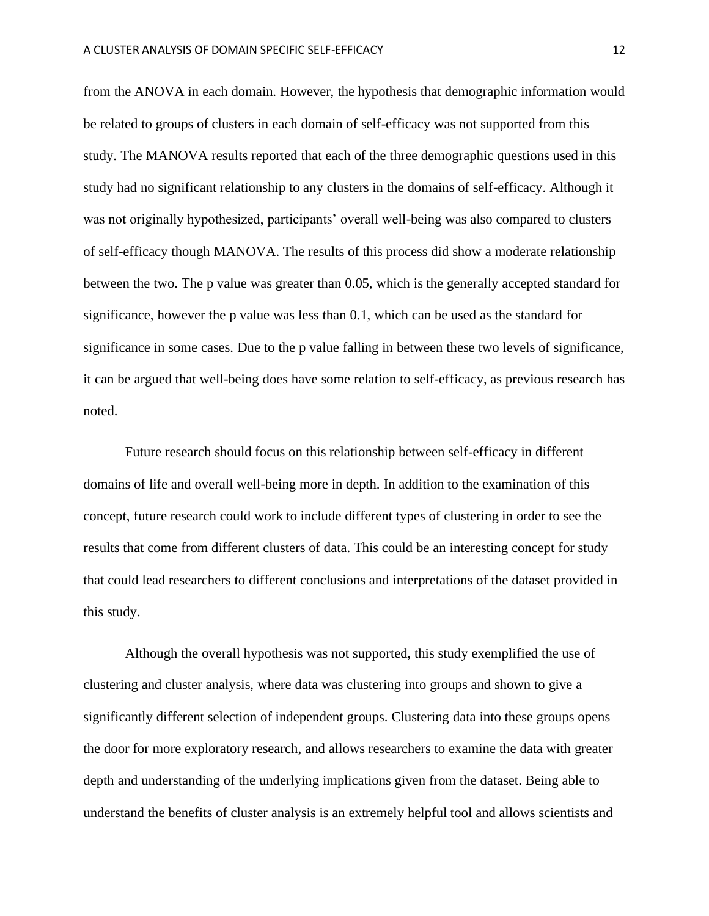from the ANOVA in each domain. However, the hypothesis that demographic information would be related to groups of clusters in each domain of self-efficacy was not supported from this study. The MANOVA results reported that each of the three demographic questions used in this study had no significant relationship to any clusters in the domains of self-efficacy. Although it was not originally hypothesized, participants' overall well-being was also compared to clusters of self-efficacy though MANOVA. The results of this process did show a moderate relationship between the two. The p value was greater than 0.05, which is the generally accepted standard for significance, however the p value was less than 0.1, which can be used as the standard for significance in some cases. Due to the p value falling in between these two levels of significance, it can be argued that well-being does have some relation to self-efficacy, as previous research has noted.

Future research should focus on this relationship between self-efficacy in different domains of life and overall well-being more in depth. In addition to the examination of this concept, future research could work to include different types of clustering in order to see the results that come from different clusters of data. This could be an interesting concept for study that could lead researchers to different conclusions and interpretations of the dataset provided in this study.

Although the overall hypothesis was not supported, this study exemplified the use of clustering and cluster analysis, where data was clustering into groups and shown to give a significantly different selection of independent groups. Clustering data into these groups opens the door for more exploratory research, and allows researchers to examine the data with greater depth and understanding of the underlying implications given from the dataset. Being able to understand the benefits of cluster analysis is an extremely helpful tool and allows scientists and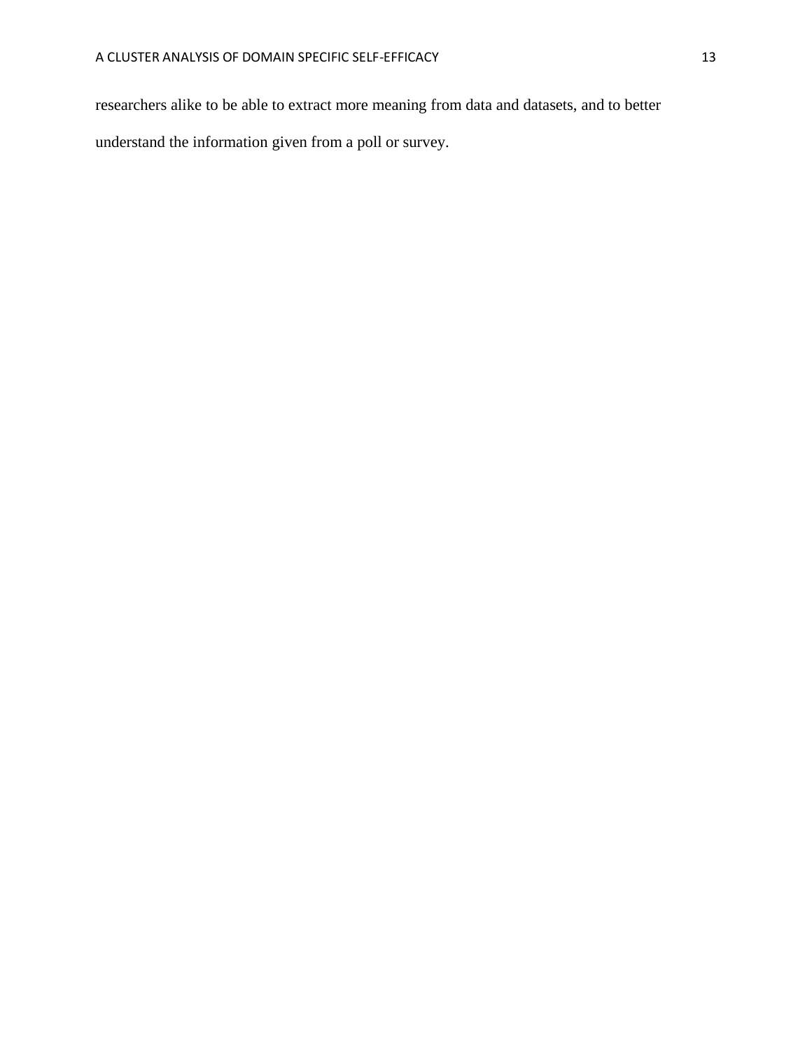researchers alike to be able to extract more meaning from data and datasets, and to better understand the information given from a poll or survey.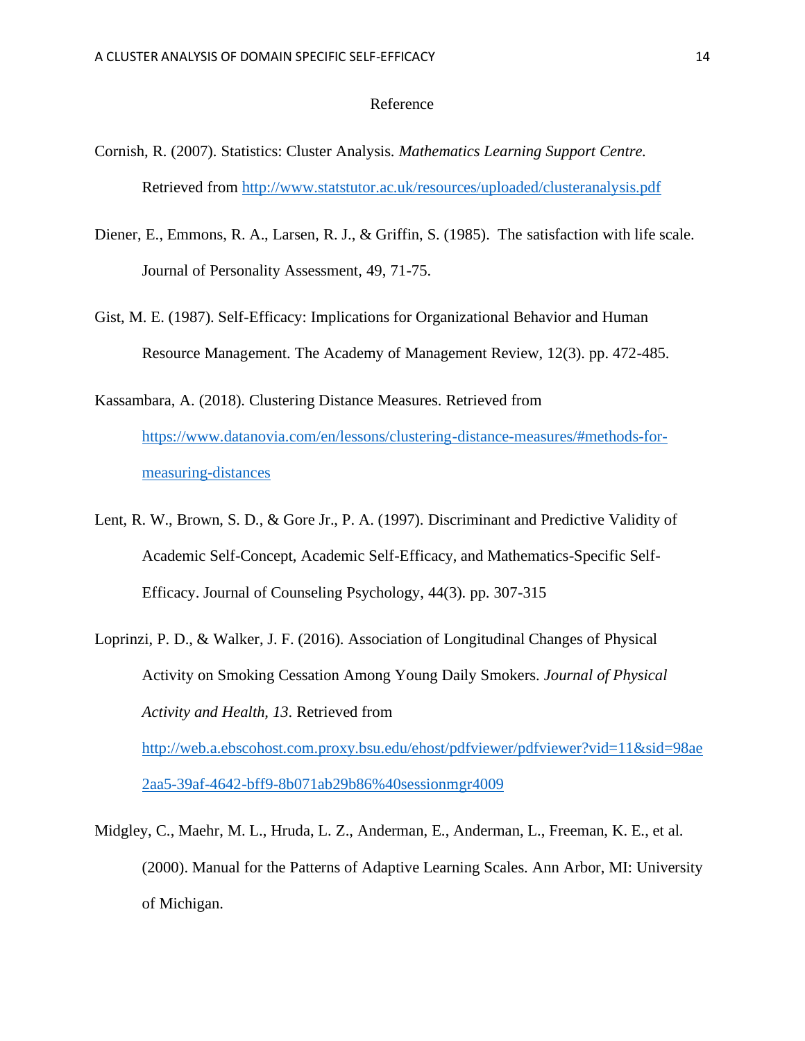# Reference

Cornish, R. (2007). Statistics: Cluster Analysis. *Mathematics Learning Support Centre.* Retrieved from http://www.statstutor.ac.uk/resources/uploaded/clusteranalysis.pdf

Diener, E., Emmons, R. A., Larsen, R. J., & Griffin, S. (1985). The satisfaction with life scale. Journal of Personality Assessment, 49, 71-75.

Gist, M. E. (1987). Self-Efficacy: Implications for Organizational Behavior and Human Resource Management. The Academy of Management Review, 12(3). pp. 472-485.

Kassambara, A. (2018). Clustering Distance Measures. Retrieved from https://www.datanovia.com/en/lessons/clustering-distance-measures/#methods-for-measuring-distances

Lent, R. W., Brown, S. D., & Gore Jr., P. A. (1997). Discriminant and Predictive Validity of Academic Self-Concept, Academic Self-Efficacy, and Mathematics-Specific Self-Efficacy. Journal of Counseling Psychology, 44(3). pp. 307-315

Loprinzi, P. D., & Walker, J. F. (2016). Association of Longitudinal Changes of Physical Activity on Smoking Cessation Among Young Daily Smokers. *Journal of Physical Activity and Health, 13*. Retrieved from http://web.a.ebscohost.com.proxy.bsu.edu/ehost/pdfviewer/pdfviewer?vid=11&sid=98ae2aa5-39af-4642-bff9-8b071ab29b86%40sessionmgr4009

Midgley, C., Maehr, M. L., Hruda, L. Z., Anderman, E., Anderman, L., Freeman, K. E., et al. (2000). Manual for the Patterns of Adaptive Learning Scales. Ann Arbor, MI: University of Michigan.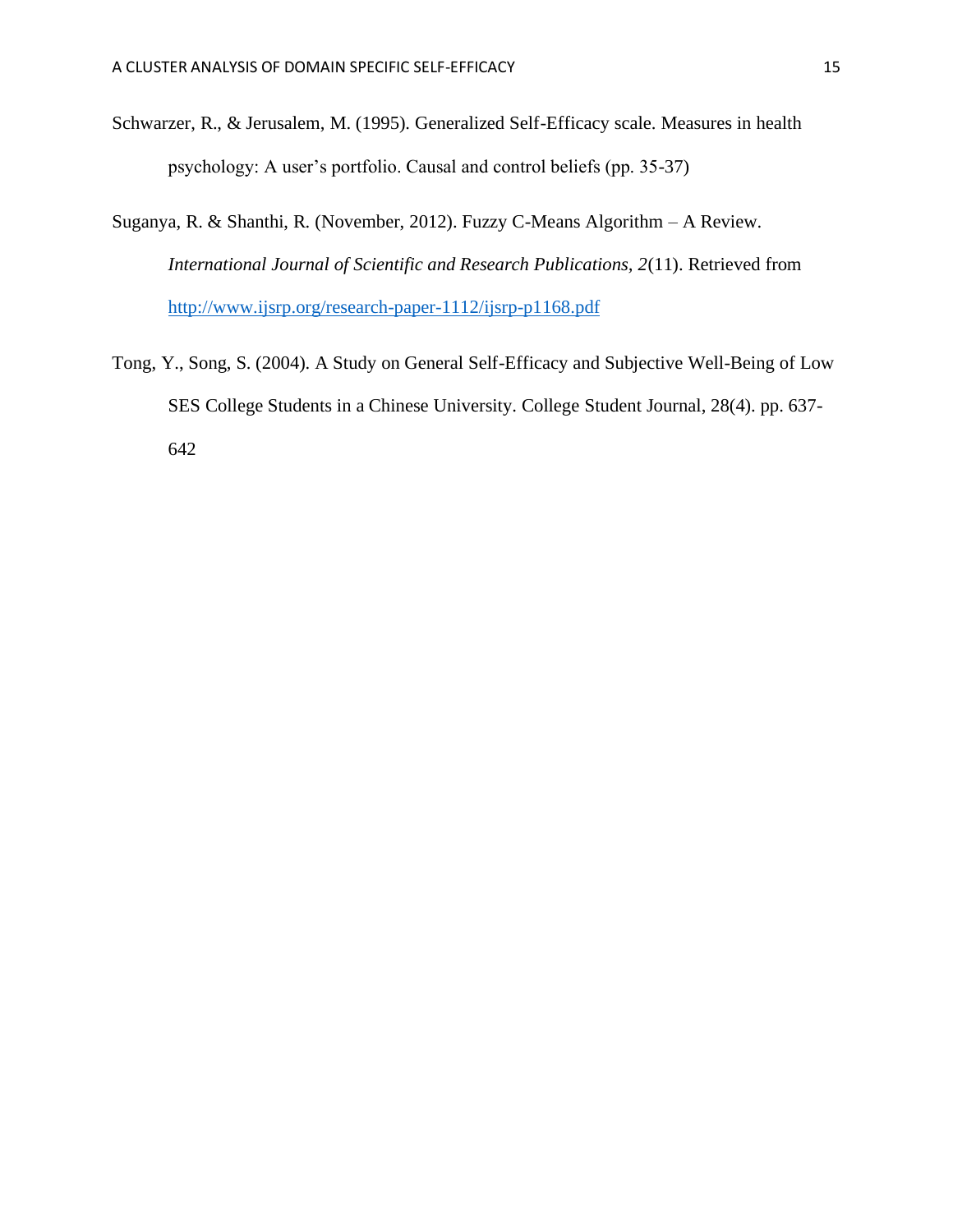Schwarzer, R., & Jerusalem, M. (1995). Generalized Self-Efficacy scale. Measures in health psychology: A user's portfolio. Causal and control beliefs (pp. 35-37)

Suganya, R. & Shanthi, R. (November, 2012). Fuzzy C-Means Algorithm – A Review. *International Journal of Scientific and Research Publications, 2*(11). Retrieved from http://www.ijsrp.org/research-paper-1112/ijsrp-p1168.pdf

Tong, Y., Song, S. (2004). A Study on General Self-Efficacy and Subjective Well-Being of Low SES College Students in a Chinese University. College Student Journal, 28(4). pp. 637-642